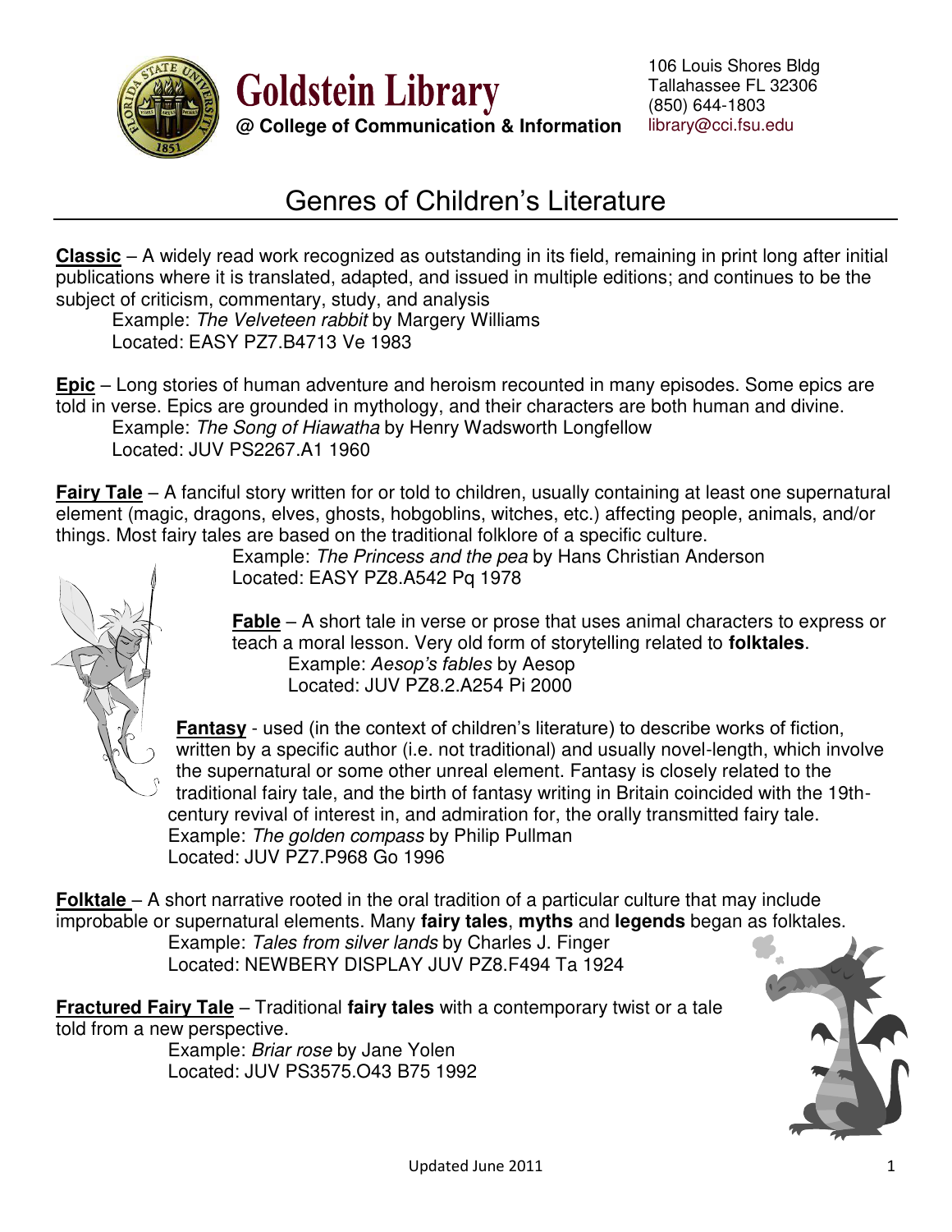**Goldstein Library**
**@ College of Communication & Information**

106 Louis Shores Bldg
Tallahassee FL 32306
(850) 644-1803
library@cci.fsu.edu

# Genres of Children's Literature

**Classic** – A widely read work recognized as outstanding in its field, remaining in print long after initial publications where it is translated, adapted, and issued in multiple editions; and continues to be the subject of criticism, commentary, study, and analysis

Example: *The Velveteen rabbit* by Margery Williams
Located: EASY PZ7.B4713 Ve 1983

**Epic** – Long stories of human adventure and heroism recounted in many episodes. Some epics are told in verse. Epics are grounded in mythology, and their characters are both human and divine.

Example: *The Song of Hiawatha* by Henry Wadsworth Longfellow
Located: JUV PS2267.A1 1960

**Fairy Tale** – A fanciful story written for or told to children, usually containing at least one supernatural element (magic, dragons, elves, ghosts, hobgoblins, witches, etc.) affecting people, animals, and/or things. Most fairy tales are based on the traditional folklore of a specific culture.

Example: *The Princess and the pea* by Hans Christian Anderson
Located: EASY PZ8.A542 Pq 1978

**Fable** – A short tale in verse or prose that uses animal characters to express or teach a moral lesson. Very old form of storytelling related to **folktales**.

Example: *Aesop's fables* by Aesop
Located: JUV PZ8.2.A254 Pi 2000

**Fantasy** - used (in the context of children's literature) to describe works of fiction, written by a specific author (i.e. not traditional) and usually novel-length, which involve the supernatural or some other unreal element. Fantasy is closely related to the traditional fairy tale, and the birth of fantasy writing in Britain coincided with the 19th-century revival of interest in, and admiration for, the orally transmitted fairy tale.

Example: *The golden compass* by Philip Pullman
Located: JUV PZ7.P968 Go 1996

**Folktale** – A short narrative rooted in the oral tradition of a particular culture that may include improbable or supernatural elements. Many **fairy tales**, **myths** and **legends** began as folktales.

Example: *Tales from silver lands* by Charles J. Finger
Located: NEWBERY DISPLAY JUV PZ8.F494 Ta 1924

**Fractured Fairy Tale** – Traditional **fairy tales** with a contemporary twist or a tale told from a new perspective.

Example: *Briar rose* by Jane Yolen
Located: JUV PS3575.O43 B75 1992

Updated June 2011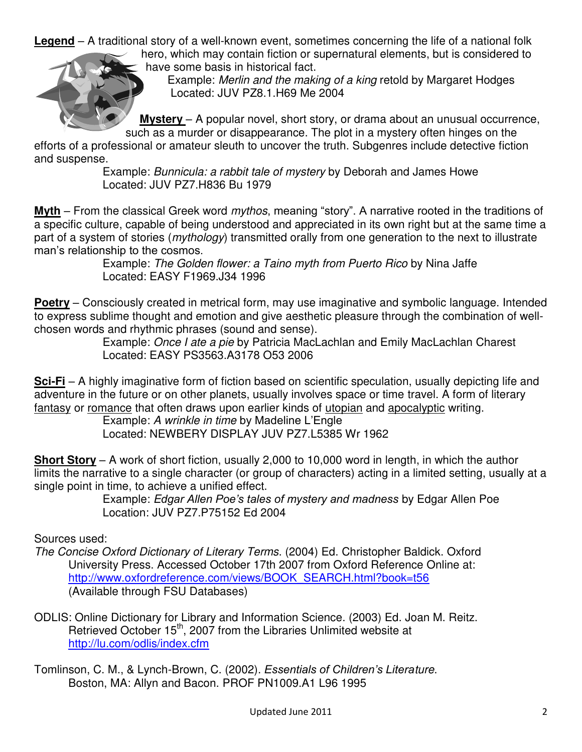**Legend** – A traditional story of a well-known event, sometimes concerning the life of a national folk hero, which may contain fiction or supernatural elements, but is considered to have some basis in historical fact.

Example: *Merlin and the making of a king* retold by Margaret Hodges
Located: JUV PZ8.1.H69 Me 2004

**Mystery** – A popular novel, short story, or drama about an unusual occurrence, such as a murder or disappearance. The plot in a mystery often hinges on the efforts of a professional or amateur sleuth to uncover the truth. Subgenres include detective fiction and suspense.

Example: *Bunnicula: a rabbit tale of mystery* by Deborah and James Howe
Located: JUV PZ7.H836 Bu 1979

**Myth** – From the classical Greek word *mythos*, meaning "story". A narrative rooted in the traditions of a specific culture, capable of being understood and appreciated in its own right but at the same time a part of a system of stories (*mythology*) transmitted orally from one generation to the next to illustrate man's relationship to the cosmos.

Example: *The Golden flower: a Taino myth from Puerto Rico* by Nina Jaffe
Located: EASY F1969.J34 1996

**Poetry** – Consciously created in metrical form, may use imaginative and symbolic language. Intended to express sublime thought and emotion and give aesthetic pleasure through the combination of well-chosen words and rhythmic phrases (sound and sense).

Example: *Once I ate a pie* by Patricia MacLachlan and Emily MacLachlan Charest
Located: EASY PS3563.A3178 O53 2006

**Sci-Fi** – A highly imaginative form of fiction based on scientific speculation, usually depicting life and adventure in the future or on other planets, usually involves space or time travel. A form of literary fantasy or romance that often draws upon earlier kinds of utopian and apocalyptic writing.

Example: *A wrinkle in time* by Madeline L'Engle
Located: NEWBERY DISPLAY JUV PZ7.L5385 Wr 1962

**Short Story** – A work of short fiction, usually 2,000 to 10,000 word in length, in which the author limits the narrative to a single character (or group of characters) acting in a limited setting, usually at a single point in time, to achieve a unified effect.

Example: *Edgar Allen Poe's tales of mystery and madness* by Edgar Allen Poe
Location: JUV PZ7.P75152 Ed 2004

Sources used:

*The Concise Oxford Dictionary of Literary Terms*. (2004) Ed. Christopher Baldick. Oxford University Press. Accessed October 17th 2007 from Oxford Reference Online at: http://www.oxfordreference.com/views/BOOK_SEARCH.html?book=t56 (Available through FSU Databases)

ODLIS: Online Dictionary for Library and Information Science. (2003) Ed. Joan M. Reitz. Retrieved October 15th, 2007 from the Libraries Unlimited website at http://lu.com/odlis/index.cfm

Tomlinson, C. M., & Lynch-Brown, C. (2002). *Essentials of Children's Literature*. Boston, MA: Allyn and Bacon. PROF PN1009.A1 L96 1995

Updated June 2011